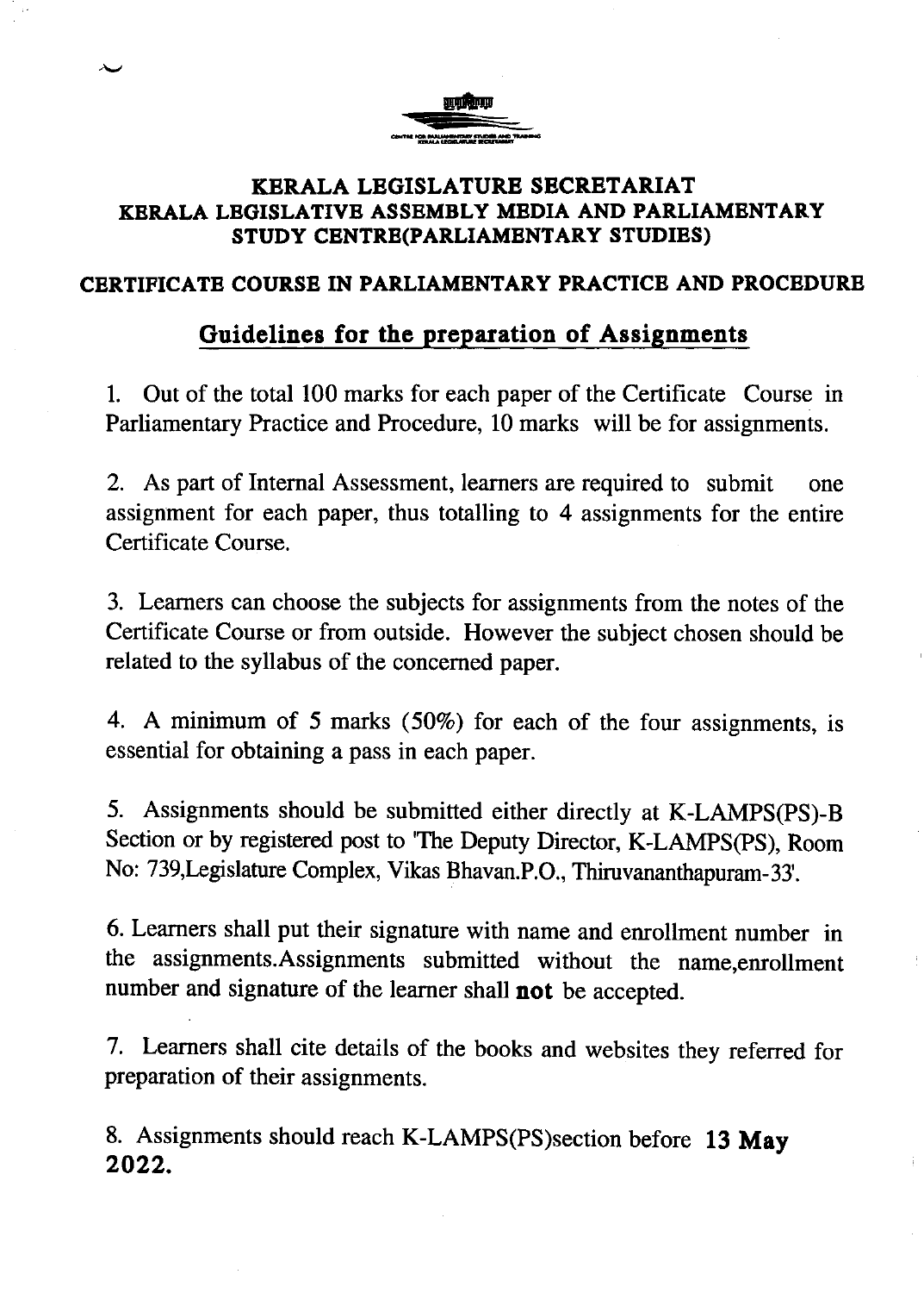# KERALA LEGISLATURE SECRETARIAT

## KERALA LEGISLATIVE ASSEMBLY MEDIA AND PARLIAMENTARY STUDY CENTRE(PARLIAMENTARY STUDIES)

### CERTIFICATE COURSE IN PARLIAMENTARY PRACTICE AND PROCEDURE

### Guidelines for the preparation of Assignments

1. Out of the total 100 marks for each paper of the Certificate Course in Parliamentary Practice and Procedure, 10 marks will be for assignments.

2. As part of Internal Assessment, learners are required to submit one assignment for each paper, thus totalling to 4 assignments for the entire Certificate Course.

3. Learners can choose the subjects for assignments from the notes of the Certificate Course or from outside. However the subject chosen should be related to the syllabus of the concerned paper.

4. A minimum of 5 marks (50%) for each of the four assignments, is essential for obtaining a pass in each paper.

5. Assignments should be submitted either directly at K-LAMPS(PS)-B Section or by registered post to 'The Deputy Director, K-LAMPS(PS), Room No: 739,Legislature Complex, Vikas Bhavan.P.O., Thiruvananthapuram-33'.

6. Learners shall put their signature with name and enrollment number in the assignments.Assignments submitted without the name,enrollment number and signature of the learner shall **not** be accepted.

7. Learners shall cite details of the books and websites they referred for preparation of their assignments.

8. Assignments should reach K-LAMPS(PS)section before **13 May 2022.**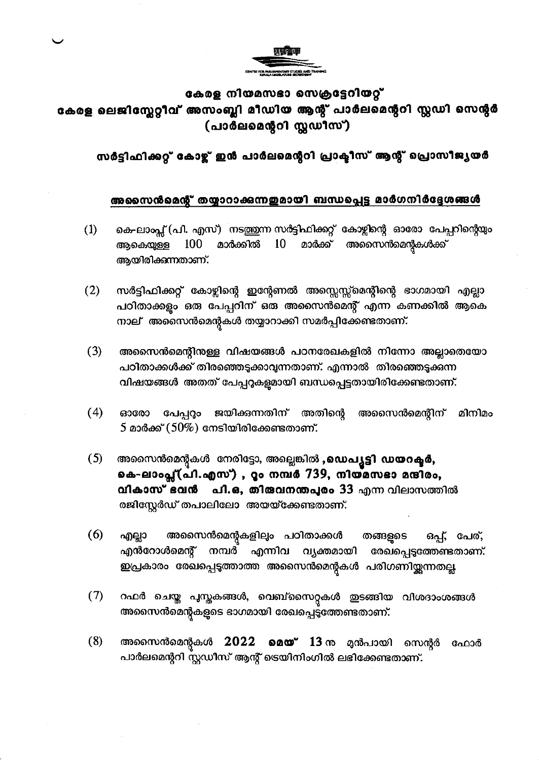# കേരള നിയമസഭാ സെക്രട്ടേറിയറ്റ്
# കേരള ലെജിസ്ലേറ്റീവ് അസംബ്ലി മീഡിയ ആന്റ് പാർലമെന്ററി സ്റ്റഡി സെന്റർ (പാർലമെന്ററി സ്റ്റഡീസ്)

## സർട്ടിഫിക്കറ്റ് കോഴ്സ് ഇൻ പാർലമെന്ററി പ്രാക്ടീസ് ആന്റ് പ്രൊസീജ്യർ

### അസൈൻമെന്റ് തയ്യാറാക്കുന്നതുമായി ബന്ധപ്പെട്ട മാർഗനിർദ്ദേശങ്ങൾ

(1) കെ-ലാംപ്സ് (പി. എസ്) നടത്തുന്ന സർട്ടിഫിക്കറ്റ് കോഴ്സിന്റെ ഓരോ പേപ്പറിന്റെയും ആകെയുള്ള 100 മാർക്കിൽ 10 മാർക്ക് അസൈൻമെന്റുകൾക്ക് ആയിരിക്കുന്നതാണ്.

(2) സർട്ടിഫിക്കറ്റ് കോഴ്സിന്റെ ഇന്റേണൽ അസ്സെസ്സ്മെന്റിന്റെ ഭാഗമായി എല്ലാ പഠിതാക്കളും ഒരു പേപ്പറിന് ഒരു അസൈൻമെന്റ് എന്ന കണക്കിൽ ആകെ നാല് അസൈൻമെന്റുകൾ തയ്യാറാക്കി സമർപ്പിക്കേണ്ടതാണ്.

(3) അസൈൻമെന്റിനുള്ള വിഷയങ്ങൾ പഠനരേഖകളിൽ നിന്നോ അല്ലാതെയോ പഠിതാക്കൾക്ക് തിരഞ്ഞെടുക്കാവുന്നതാണ്. എന്നാൽ തിരഞ്ഞെടുക്കുന്ന വിഷയങ്ങൾ അതത് പേപ്പറുകളുമായി ബന്ധപ്പെട്ടതായിരിക്കേണ്ടതാണ്.

(4) ഓരോ പേപ്പറും ജയിക്കുന്നതിന് അതിന്റെ അസൈൻമെന്റിന് മിനിമം 5 മാർക്ക് (50%) നേടിയിരിക്കേണ്ടതാണ്.

(5) അസൈൻമെന്റുകൾ നേരിട്ടോ, അല്ലെങ്കിൽ **,ഡെപ്യൂട്ടി ഡയറക്ടർ, കെ-ലാംപ്സ്(പി.എസ്) , റൂം നമ്പർ 739, നിയമസഭാ മന്ദിരം, വികാസ് ഭവൻ പി.ഒ, തിരുവനന്തപുരം 33** എന്ന വിലാസത്തിൽ രജിസ്റ്റേർഡ് തപാലിലോ അയയ്ക്കേണ്ടതാണ്.

(6) എല്ലാ അസൈൻമെന്റുകളിലും പഠിതാക്കൾ തങ്ങളുടെ ഒപ്പ്, പേര്, എൻറോൾമെന്റ് നമ്പർ എന്നിവ വ്യക്തമായി രേഖപ്പെടുത്തേണ്ടതാണ്. ഇപ്രകാരം രേഖപ്പെടുത്താത്ത അസൈൻമെന്റുകൾ പരിഗണിയ്ക്കുന്നതല്ല.

(7) റഫർ ചെയ്ത പുസ്തകങ്ങൾ, വെബ്സൈറ്റുകൾ തുടങ്ങിയ വിശദാംശങ്ങൾ അസൈൻമെന്റുകളുടെ ഭാഗമായി രേഖപ്പെടുത്തേണ്ടതാണ്.

(8) അസൈൻമെന്റുകൾ **2022 മെയ് 13** ന് മുൻപായി സെന്റർ ഫോർ പാർലമെന്ററി സ്റ്റഡീസ് ആന്റ് ട്രെയിനിംഗിൽ ലഭിക്കേണ്ടതാണ്.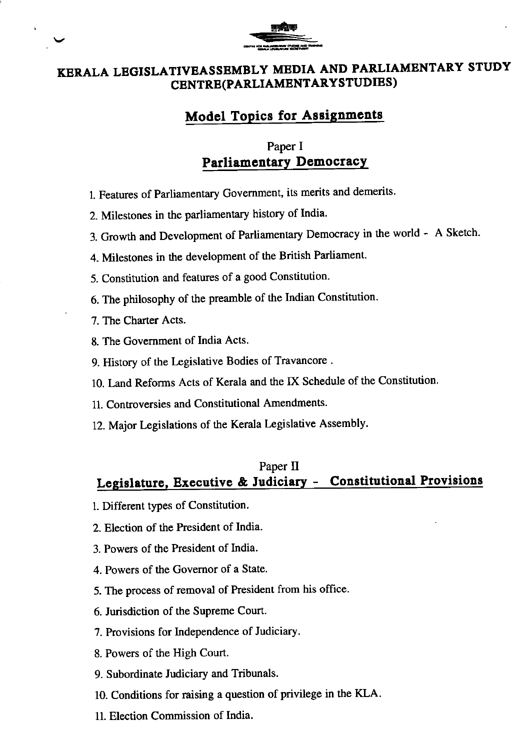# KERALA LEGISLATIVEASSEMBLY MEDIA AND PARLIAMENTARY STUDY CENTRE(PARLIAMENTARYSTUDIES)

## Model Topics for Assignments

### Paper I
### Parliamentary Democracy

1. Features of Parliamentary Government, its merits and demerits.
2. Milestones in the parliamentary history of India.
3. Growth and Development of Parliamentary Democracy in the world - A Sketch.
4. Milestones in the development of the British Parliament.
5. Constitution and features of a good Constitution.
6. The philosophy of the preamble of the Indian Constitution.
7. The Charter Acts.
8. The Government of India Acts.
9. History of the Legislative Bodies of Travancore .
10. Land Reforms Acts of Kerala and the IX Schedule of the Constitution.
11. Controversies and Constitutional Amendments.
12. Major Legislations of the Kerala Legislative Assembly.

### Paper II
### Legislature, Executive & Judiciary - Constitutional Provisions

1. Different types of Constitution.
2. Election of the President of India.
3. Powers of the President of India.
4. Powers of the Governor of a State.
5. The process of removal of President from his office.
6. Jurisdiction of the Supreme Court.
7. Provisions for Independence of Judiciary.
8. Powers of the High Court.
9. Subordinate Judiciary and Tribunals.
10. Conditions for raising a question of privilege in the KLA.
11. Election Commission of India.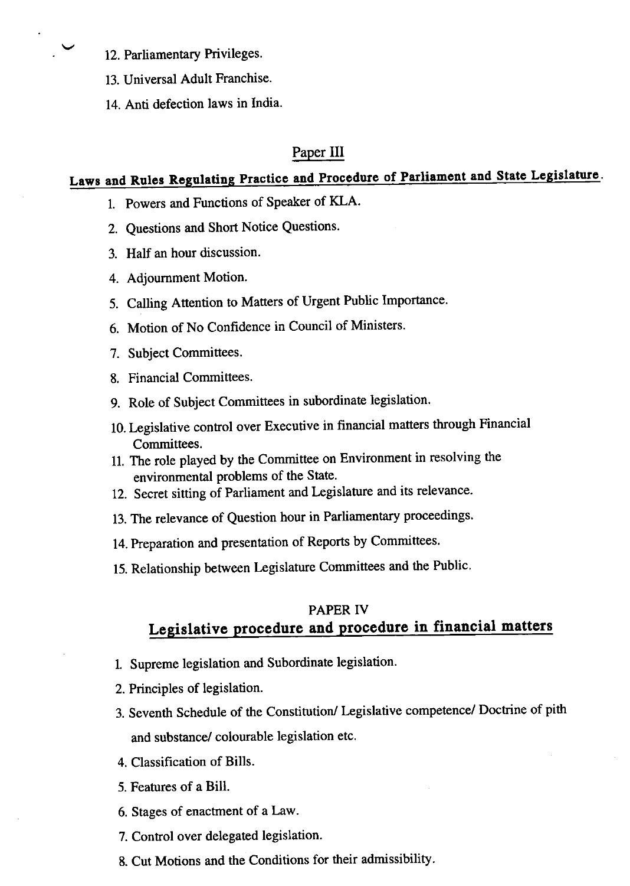12. Parliamentary Privileges.
13. Universal Adult Franchise.
14. Anti defection laws in India.

## Paper III

### Laws and Rules Regulating Practice and Procedure of Parliament and State Legislature.

1. Powers and Functions of Speaker of KLA.
2. Questions and Short Notice Questions.
3. Half an hour discussion.
4. Adjournment Motion.
5. Calling Attention to Matters of Urgent Public Importance.
6. Motion of No Confidence in Council of Ministers.
7. Subject Committees.
8. Financial Committees.
9. Role of Subject Committees in subordinate legislation.
10. Legislative control over Executive in financial matters through Financial Committees.
11. The role played by the Committee on Environment in resolving the environmental problems of the State.
12. Secret sitting of Parliament and Legislature and its relevance.
13. The relevance of Question hour in Parliamentary proceedings.
14. Preparation and presentation of Reports by Committees.
15. Relationship between Legislature Committees and the Public.

## PAPER IV

### Legislative procedure and procedure in financial matters

1. Supreme legislation and Subordinate legislation.
2. Principles of legislation.
3. Seventh Schedule of the Constitution/ Legislative competence/ Doctrine of pith and substance/ colourable legislation etc.
4. Classification of Bills.
5. Features of a Bill.
6. Stages of enactment of a Law.
7. Control over delegated legislation.
8. Cut Motions and the Conditions for their admissibility.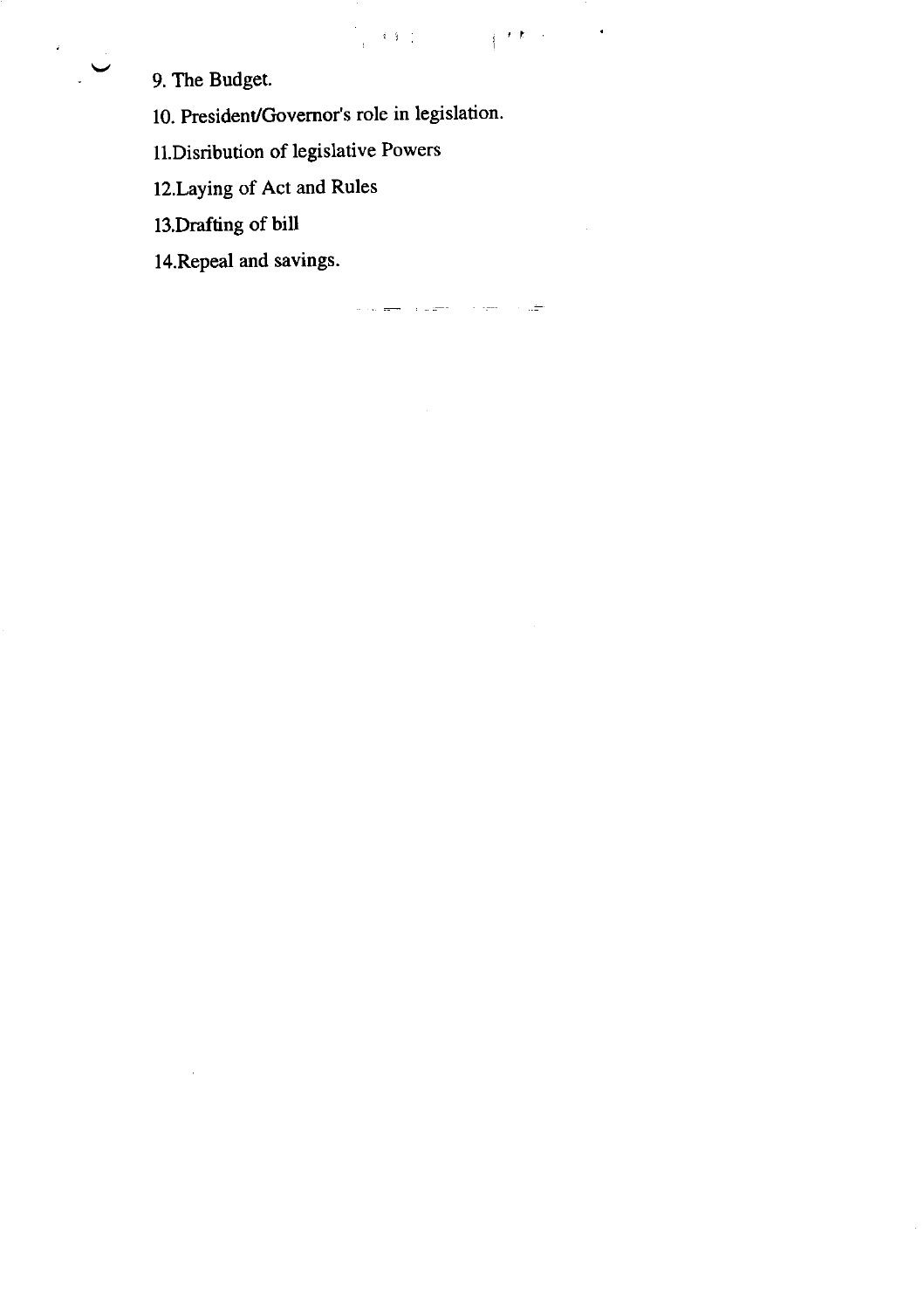9. The Budget.
10. President/Governor's role in legislation.
11. Disribution of legislative Powers
12. Laying of Act and Rules
13. Drafting of bill
14. Repeal and savings.